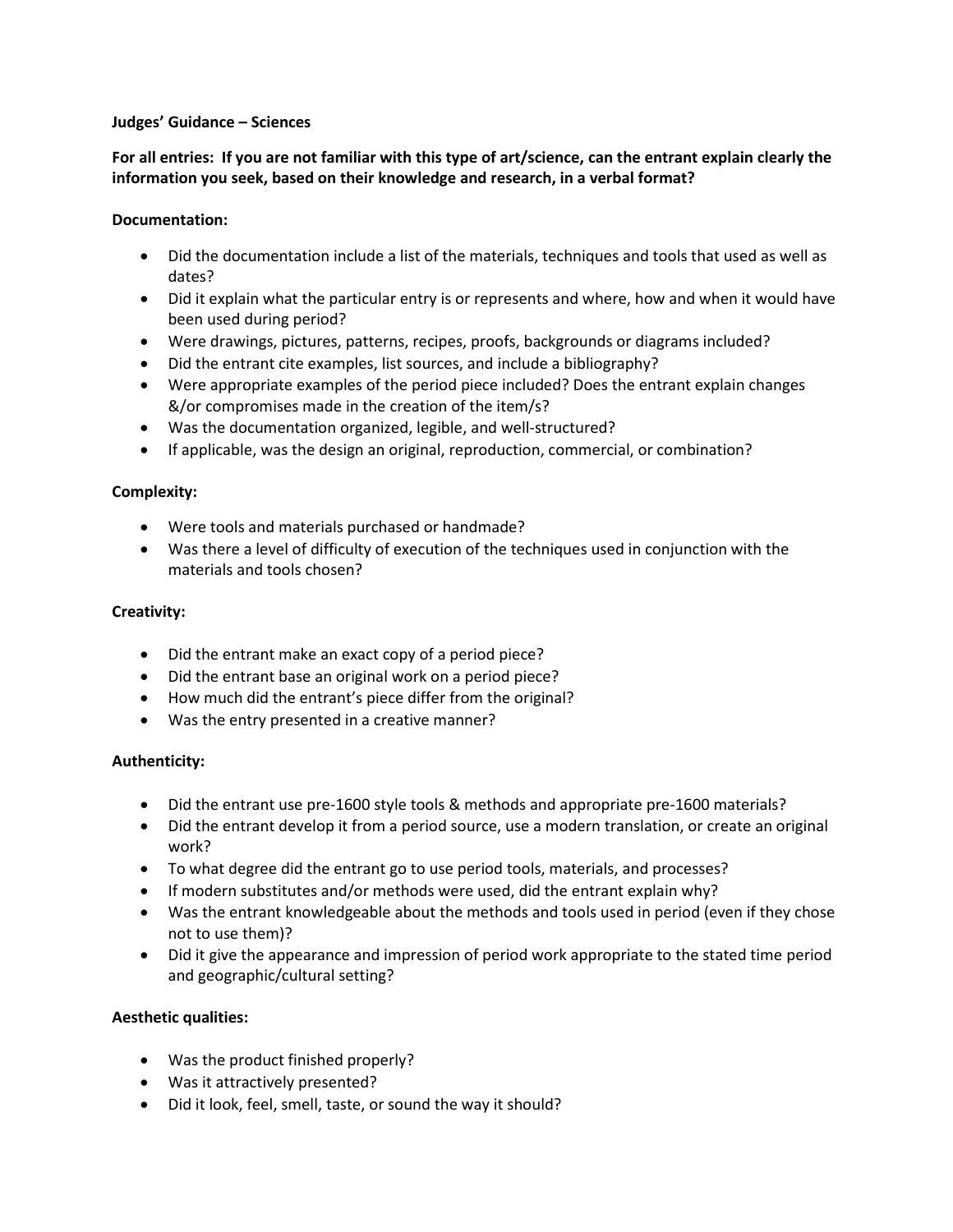**Judges' Guidance – Sciences**

**For all entries: If you are not familiar with this type of art/science, can the entrant explain clearly the information you seek, based on their knowledge and research, in a verbal format?**

**Documentation:**

- Did the documentation include a list of the materials, techniques and tools that used as well as dates?
- Did it explain what the particular entry is or represents and where, how and when it would have been used during period?
- Were drawings, pictures, patterns, recipes, proofs, backgrounds or diagrams included?
- Did the entrant cite examples, list sources, and include a bibliography?
- Were appropriate examples of the period piece included? Does the entrant explain changes &/or compromises made in the creation of the item/s?
- Was the documentation organized, legible, and well-structured?
- If applicable, was the design an original, reproduction, commercial, or combination?

**Complexity:**

- Were tools and materials purchased or handmade?
- Was there a level of difficulty of execution of the techniques used in conjunction with the materials and tools chosen?

**Creativity:**

- Did the entrant make an exact copy of a period piece?
- Did the entrant base an original work on a period piece?
- How much did the entrant's piece differ from the original?
- Was the entry presented in a creative manner?

**Authenticity:**

- Did the entrant use pre-1600 style tools & methods and appropriate pre-1600 materials?
- Did the entrant develop it from a period source, use a modern translation, or create an original work?
- To what degree did the entrant go to use period tools, materials, and processes?
- If modern substitutes and/or methods were used, did the entrant explain why?
- Was the entrant knowledgeable about the methods and tools used in period (even if they chose not to use them)?
- Did it give the appearance and impression of period work appropriate to the stated time period and geographic/cultural setting?

**Aesthetic qualities:**

- Was the product finished properly?
- Was it attractively presented?
- Did it look, feel, smell, taste, or sound the way it should?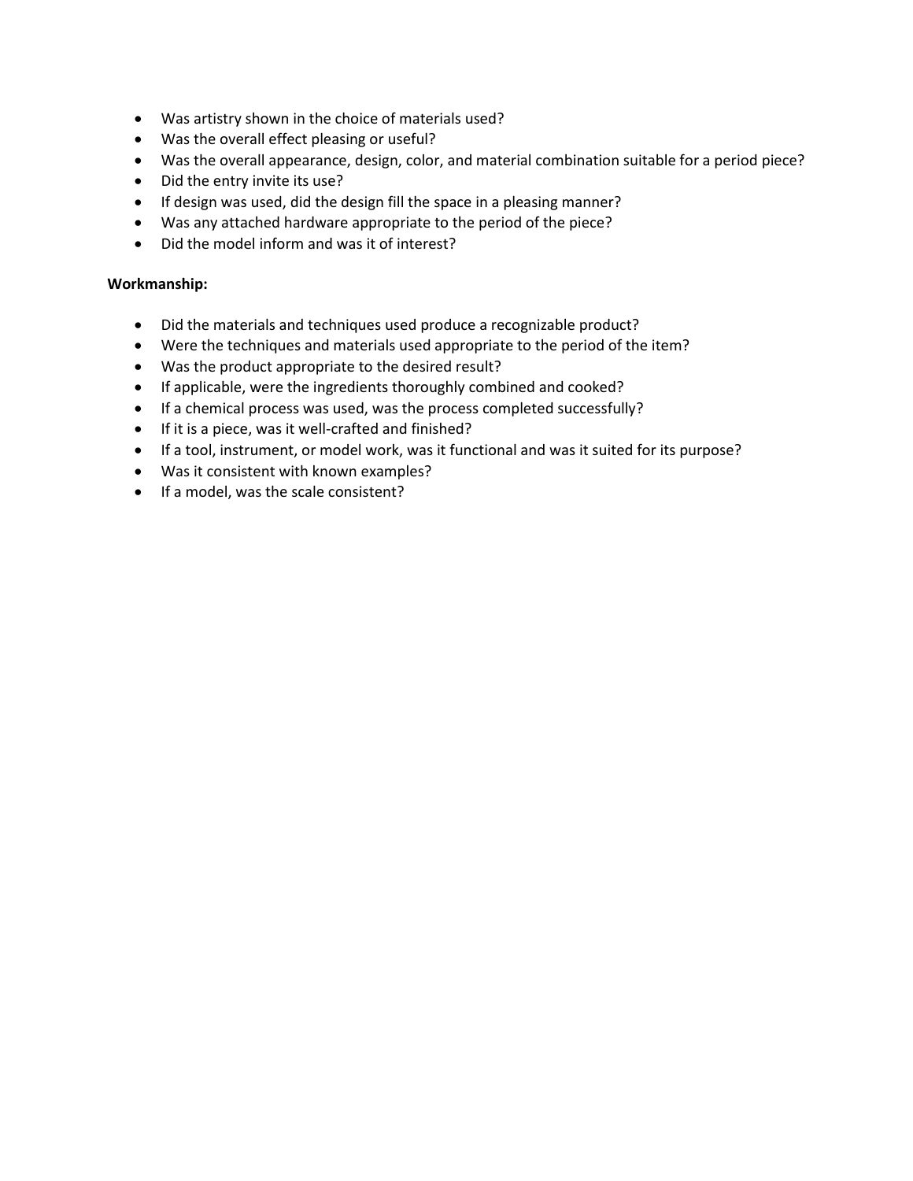- Was artistry shown in the choice of materials used?
- Was the overall effect pleasing or useful?
- Was the overall appearance, design, color, and material combination suitable for a period piece?
- Did the entry invite its use?
- If design was used, did the design fill the space in a pleasing manner?
- Was any attached hardware appropriate to the period of the piece?
- Did the model inform and was it of interest?

**Workmanship:**

- Did the materials and techniques used produce a recognizable product?
- Were the techniques and materials used appropriate to the period of the item?
- Was the product appropriate to the desired result?
- If applicable, were the ingredients thoroughly combined and cooked?
- If a chemical process was used, was the process completed successfully?
- If it is a piece, was it well-crafted and finished?
- If a tool, instrument, or model work, was it functional and was it suited for its purpose?
- Was it consistent with known examples?
- If a model, was the scale consistent?